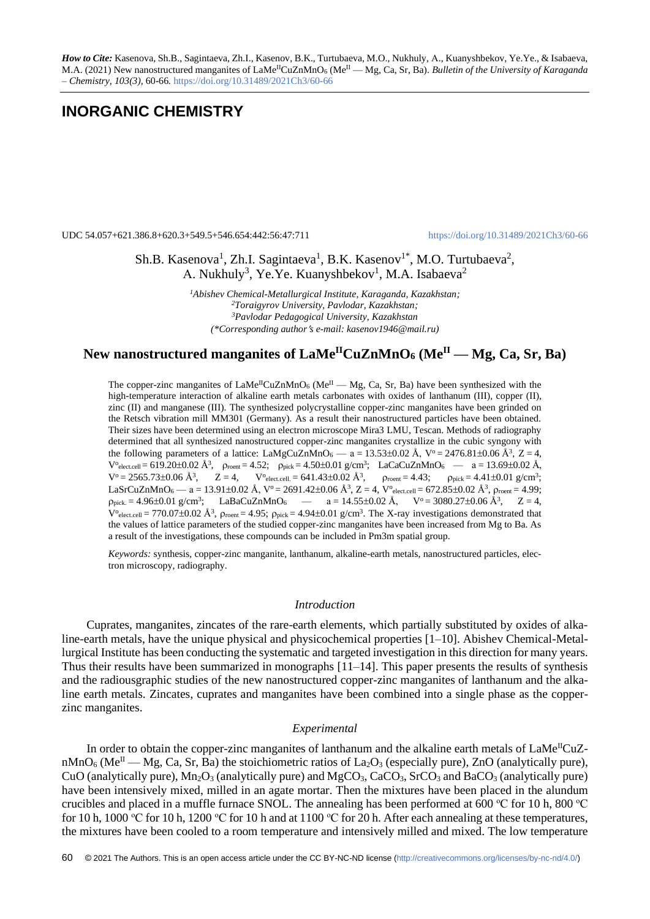*How to Cite:* Kasenova, Sh.B., Sagintaeva, Zh.I., Kasenov, B.K., Turtubaeva, M.O., Nukhuly, A., Kuanyshbekov, Ye.Ye., & Isabaeva, M.A. (2021) New nanostructured manganites of $LaMe^{II}CuZnMnO_6$ ($Me^{II}$ — Mg, Ca, Sr, Ba). *Bulletin of the University of Karaganda – Chemistry, 103(3),* 60-66. https://doi.org/10.31489/2021Ch3/60-66

# INORGANIC CHEMISTRY

UDC 54.057+621.386.8+620.3+549.5+546.654:442:56:47:711

https://doi.org/10.31489/2021Ch3/60-66

Sh.B. Kasenova[1], Zh.I. Sagintaeva[1], B.K. Kasenov[1*], M.O. Turtubaeva[2], A. Nukhuly[3], Ye.Ye. Kuanyshbekov[1], M.A. Isabaeva[2]

*[1]Abishev Chemical-Metallurgical Institute, Karaganda, Kazakhstan;*
*[2]Toraigyrov University, Pavlodar, Kazakhstan;*
*[3]Pavlodar Pedagogical University, Kazakhstan*
*(\*Corresponding author's e-mail: kasenov1946@mail.ru)*

## New nanostructured manganites of $LaMe^{II}CuZnMnO_6$ ($Me^{II}$ — Mg, Ca, Sr, Ba)

The copper-zinc manganites of $LaMe^{II}CuZnMnO_6$ ($Me^{II}$ — Mg, Ca, Sr, Ba) have been synthesized with the high-temperature interaction of alkaline earth metals carbonates with oxides of lanthanum (III), copper (II), zinc (II) and manganese (III). The synthesized polycrystalline copper-zinc manganites have been grinded on the Retsch vibration mill MM301 (Germany). As a result their nanostructured particles have been obtained. Their sizes have been determined using an electron microscope Mira3 LMU, Tescan. Methods of radiography determined that all synthesized nanostructured copper-zinc manganites crystallize in the cubic syngony with the following parameters of a lattice: $LaMgCuZnMnO_6$ — a = 13.53±0.02 Å, $V^o$ = 2476.81±0.06 Å$^3$, Z = 4, $V^o_{elect.cell}$ = 619.20±0.02 Å$^3$, $\rho_{roent}$ = 4.52; $\rho_{pick}$ = 4.50±0.01 g/cm$^3$; $LaCaCuZnMnO_6$ — a = 13.69±0.02 Å, $V^o$ = 2565.73±0.06 Å$^3$, Z = 4, $V^o_{elect.cell.}$ = 641.43±0.02 Å$^3$, $\rho_{roent}$ = 4.43; $\rho_{pick}$ = 4.41±0.01 g/cm$^3$; $LaSrCuZnMnO_6$ — a = 13.91±0.02 Å, $V^o$ = 2691.42±0.06 Å$^3$, Z = 4, $V^o_{elect.cell}$ = 672.85±0.02 Å$^3$, $\rho_{roent}$ = 4.99; $\rho_{pick.}$ = 4.96±0.01 g/cm$^3$; $LaBaCuZnMnO_6$ — a = 14.55±0.02 Å, $V^o$ = 3080.27±0.06 Å$^3$, Z = 4, $V^o_{elect.cell}$ = 770.07±0.02 Å$^3$, $\rho_{roent}$ = 4.95; $\rho_{pick}$ = 4.94±0.01 g/cm$^3$. The X-ray investigations demonstrated that the values of lattice parameters of the studied copper-zinc manganites have been increased from Mg to Ba. As a result of the investigations, these compounds can be included in Pm3m spatial group.

*Keywords:* synthesis, copper-zinc manganite, lanthanum, alkaline-earth metals, nanostructured particles, electron microscopy, radiography.

### *Introduction*

Cuprates, manganites, zincates of the rare-earth elements, which partially substituted by oxides of alkaline-earth metals, have the unique physical and physicochemical properties [1–10]. Abishev Chemical-Metallurgical Institute has been conducting the systematic and targeted investigation in this direction for many years. Thus their results have been summarized in monographs [11–14]. This paper presents the results of synthesis and the radiousgraphic studies of the new nanostructured copper-zinc manganites of lanthanum and the alkaline earth metals. Zincates, cuprates and manganites have been combined into a single phase as the copper-zinc manganites.

### *Experimental*

In order to obtain the copper-zinc manganites of lanthanum and the alkaline earth metals of $LaMe^{II}CuZnMnO_6$ ($Me^{II}$ — Mg, Ca, Sr, Ba) the stoichiometric ratios of $La_2O_3$ (especially pure), ZnO (analytically pure), CuO (analytically pure), $Mn_2O_3$ (analytically pure) and $MgCO_3$, $CaCO_3$, $SrCO_3$ and $BaCO_3$ (analytically pure) have been intensively mixed, milled in an agate mortar. Then the mixtures have been placed in the alundum crucibles and placed in a muffle furnace SNOL. The annealing has been performed at 600 °C for 10 h, 800 °C for 10 h, 1000 °C for 10 h, 1200 °C for 10 h and at 1100 °C for 20 h. After each annealing at these temperatures, the mixtures have been cooled to a room temperature and intensively milled and mixed. The low temperature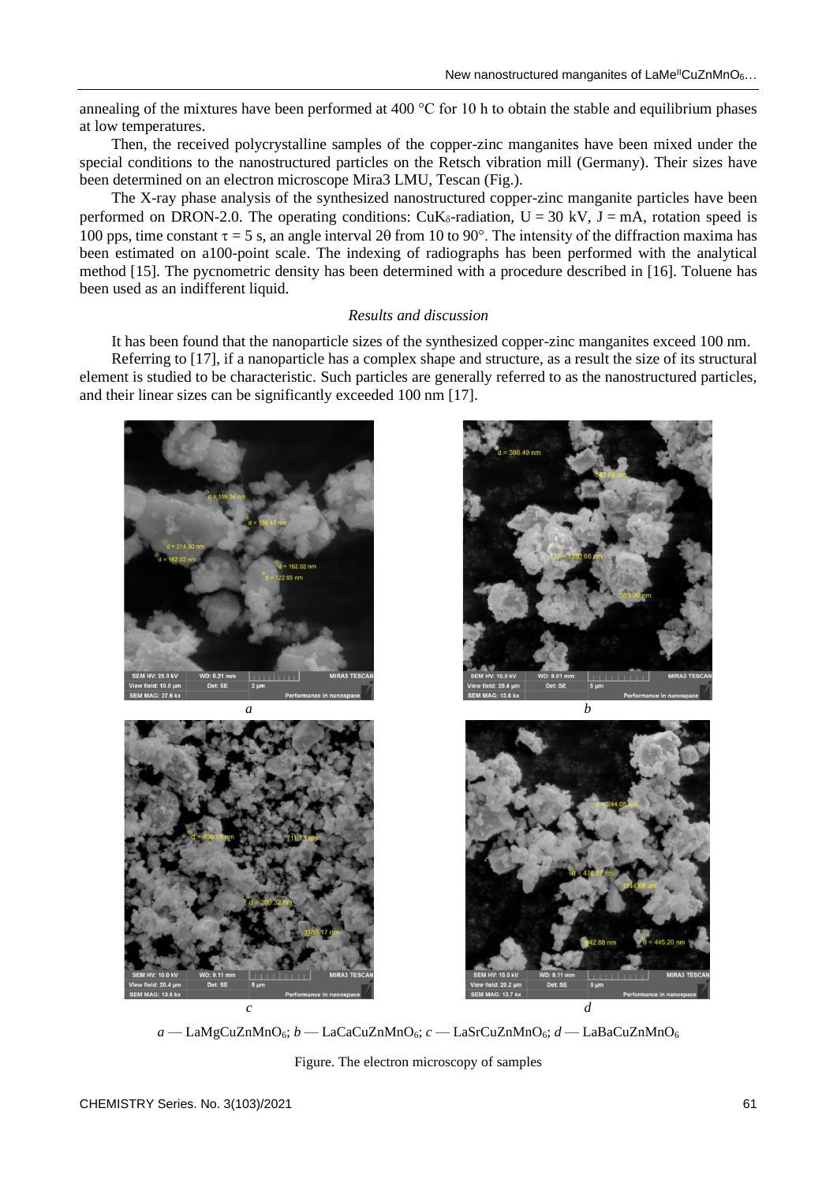annealing of the mixtures have been performed at 400 °C for 10 h to obtain the stable and equilibrium phases at low temperatures.

Then, the received polycrystalline samples of the copper-zinc manganites have been mixed under the special conditions to the nanostructured particles on the Retsch vibration mill (Germany). Their sizes have been determined on an electron microscope Mira3 LMU, Tescan (Fig.).

The X-ray phase analysis of the synthesized nanostructured copper-zinc manganite particles have been performed on DRON-2.0. The operating conditions: $CuK_\delta$-radiation, U = 30 kV, J = mA, rotation speed is 100 pps, time constant $\tau$ = 5 s, an angle interval 2θ from 10 to 90°. The intensity of the diffraction maxima has been estimated on a100-point scale. The indexing of radiographs has been performed with the analytical method [15]. The pycnometric density has been determined with a procedure described in [16]. Toluene has been used as an indifferent liquid.

### *Results and discussion*

It has been found that the nanoparticle sizes of the synthesized copper-zinc manganites exceed 100 nm.

Referring to [17], if a nanoparticle has a complex shape and structure, as a result the size of its structural element is studied to be characteristic. Such particles are generally referred to as the nanostructured particles, and their linear sizes can be significantly exceeded 100 nm [17].

*a* — $LaMgCuZnMnO_6$; *b* — $LaCaCuZnMnO_6$; *c* — $LaSrCuZnMnO_6$; *d* — $LaBaCuZnMnO_6$

Figure. The electron microscopy of samples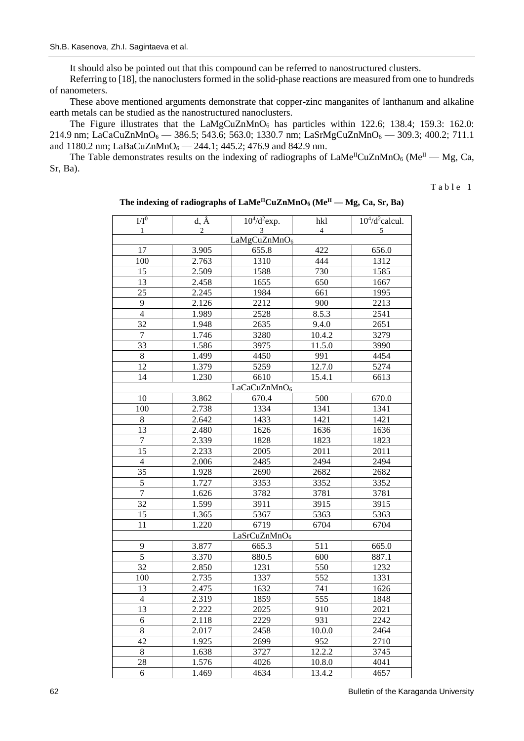It should also be pointed out that this compound can be referred to nanostructured clusters.

Referring to [18], the nanoclusters formed in the solid-phase reactions are measured from one to hundreds of nanometers.

These above mentioned arguments demonstrate that copper-zinc manganites of lanthanum and alkaline earth metals can be studied as the nanostructured nanoclusters.

The Figure illustrates that the $LaMgCuZnMnO_6$ has particles within 122.6; 138.4; 159.3: 162.0: 214.9 nm; $LaCaCuZnMnO_6$ — 386.5; 543.6; 563.0; 1330.7 nm; $LaSrMgCuZnMnO_6$ — 309.3; 400.2; 711.1 and 1180.2 nm; $LaBaCuZnMnO_6$ — 244.1; 445.2; 476.9 and 842.9 nm.

The Table demonstrates results on the indexing of radiographs of $LaMe^{II}CuZnMnO_6$ ($Me^{II}$ — Mg, Ca, Sr, Ba).

Table 1

**The indexing of radiographs of $LaMe^{II}CuZnMnO_6$ ($Me^{II}$ — Mg, Ca, Sr, Ba)**

| $I/I^0$ | d, Å | $10^4/d^2$exp. | hkl | $10^4/d^2$calcul. |
|---|---|---|---|---|
| 1 | 2 | 3 | 4 | 5 |
| $LaMgCuZnMnO_6$ | | | | |
| 17 | 3.905 | 655.8 | 422 | 656.0 |
| 100 | 2.763 | 1310 | 444 | 1312 |
| 15 | 2.509 | 1588 | 730 | 1585 |
| 13 | 2.458 | 1655 | 650 | 1667 |
| 25 | 2.245 | 1984 | 661 | 1995 |
| 9 | 2.126 | 2212 | 900 | 2213 |
| 4 | 1.989 | 2528 | 8.5.3 | 2541 |
| 32 | 1.948 | 2635 | 9.4.0 | 2651 |
| 7 | 1.746 | 3280 | 10.4.2 | 3279 |
| 33 | 1.586 | 3975 | 11.5.0 | 3990 |
| 8 | 1.499 | 4450 | 991 | 4454 |
| 12 | 1.379 | 5259 | 12.7.0 | 5274 |
| 14 | 1.230 | 6610 | 15.4.1 | 6613 |
| $LaCaCuZnMnO_6$ | | | | |
| 10 | 3.862 | 670.4 | 500 | 670.0 |
| 100 | 2.738 | 1334 | 1341 | 1341 |
| 8 | 2.642 | 1433 | 1421 | 1421 |
| 13 | 2.480 | 1626 | 1636 | 1636 |
| 7 | 2.339 | 1828 | 1823 | 1823 |
| 15 | 2.233 | 2005 | 2011 | 2011 |
| 4 | 2.006 | 2485 | 2494 | 2494 |
| 35 | 1.928 | 2690 | 2682 | 2682 |
| 5 | 1.727 | 3353 | 3352 | 3352 |
| 7 | 1.626 | 3782 | 3781 | 3781 |
| 32 | 1.599 | 3911 | 3915 | 3915 |
| 15 | 1.365 | 5367 | 5363 | 5363 |
| 11 | 1.220 | 6719 | 6704 | 6704 |
| $LaSrCuZnMnO_6$ | | | | |
| 9 | 3.877 | 665.3 | 511 | 665.0 |
| 5 | 3.370 | 880.5 | 600 | 887.1 |
| 32 | 2.850 | 1231 | 550 | 1232 |
| 100 | 2.735 | 1337 | 552 | 1331 |
| 13 | 2.475 | 1632 | 741 | 1626 |
| 4 | 2.319 | 1859 | 555 | 1848 |
| 13 | 2.222 | 2025 | 910 | 2021 |
| 6 | 2.118 | 2229 | 931 | 2242 |
| 8 | 2.017 | 2458 | 10.0.0 | 2464 |
| 42 | 1.925 | 2699 | 952 | 2710 |
| 8 | 1.638 | 3727 | 12.2.2 | 3745 |
| 28 | 1.576 | 4026 | 10.8.0 | 4041 |
| 6 | 1.469 | 4634 | 13.4.2 | 4657 |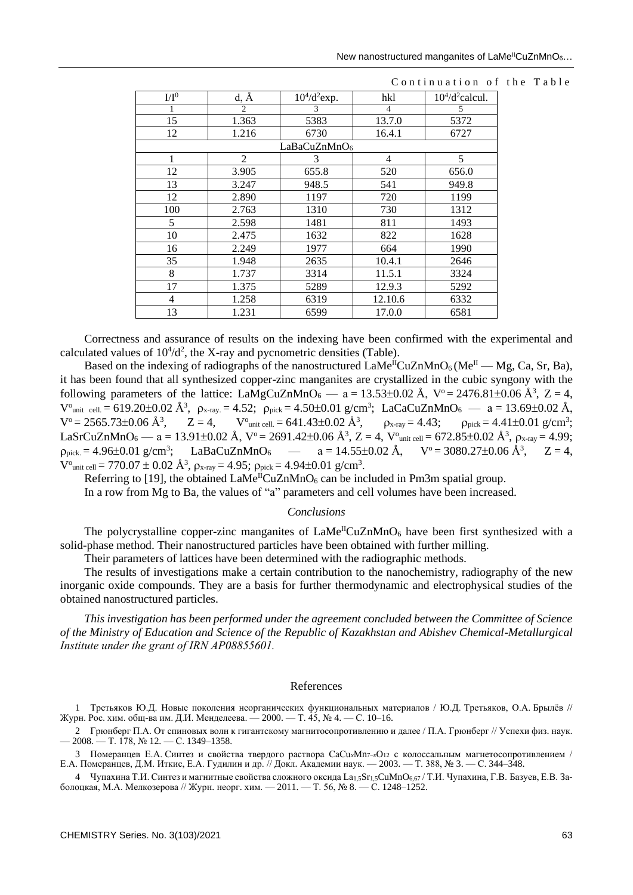*Continuation of the Table*

| $I/I^0$ | d, Å | $10^4/d^2$exp. | hkl | $10^4/d^2$calcul. |
|---|---|---|---|---|
| 1 | 2 | 3 | 4 | 5 |
| 15 | 1.363 | 5383 | 13.7.0 | 5372 |
| 12 | 1.216 | 6730 | 16.4.1 | 6727 |
| $LaBaCuZnMnO_6$ | | | | |
| 1 | 2 | 3 | 4 | 5 |
| 12 | 3.905 | 655.8 | 520 | 656.0 |
| 13 | 3.247 | 948.5 | 541 | 949.8 |
| 12 | 2.890 | 1197 | 720 | 1199 |
| 100 | 2.763 | 1310 | 730 | 1312 |
| 5 | 2.598 | 1481 | 811 | 1493 |
| 10 | 2.475 | 1632 | 822 | 1628 |
| 16 | 2.249 | 1977 | 664 | 1990 |
| 35 | 1.948 | 2635 | 10.4.1 | 2646 |
| 8 | 1.737 | 3314 | 11.5.1 | 3324 |
| 17 | 1.375 | 5289 | 12.9.3 | 5292 |
| 4 | 1.258 | 6319 | 12.10.6 | 6332 |
| 13 | 1.231 | 6599 | 17.0.0 | 6581 |

Correctness and assurance of results on the indexing have been confirmed with the experimental and calculated values of $10^4/d^2$, the X-ray and pycnometric densities (Table).

Based on the indexing of radiographs of the nanostructured $LaMe^{II}CuZnMnO_6$ ($Me^{II}$ — Mg, Ca, Sr, Ba), it has been found that all synthesized copper-zinc manganites are crystallized in the cubic syngony with the following parameters of the lattice: $LaMgCuZnMnO_6$ — a = 13.53±0.02 Å, $V^o$ = 2476.81±0.06 Å$^3$, Z = 4, $V^o_{unit\ cell.}$ = 619.20±0.02 Å$^3$, $\rho_{x\text{-}ray.}$ = 4.52; $\rho_{pick}$ = 4.50±0.01 g/cm$^3$; $LaCaCuZnMnO_6$ — a = 13.69±0.02 Å, $V^o$ = 2565.73±0.06 Å$^3$, Z = 4, $V^o_{unit\ cell.}$ = 641.43±0.02 Å$^3$, $\rho_{x\text{-}ray}$ = 4.43; $\rho_{pick}$ = 4.41±0.01 g/cm$^3$; $LaSrCuZnMnO_6$ — a = 13.91±0.02 Å, $V^o$ = 2691.42±0.06 Å$^3$, Z = 4, $V^o_{unit\ cell}$ = 672.85±0.02 Å$^3$, $\rho_{x\text{-}ray}$ = 4.99; $\rho_{pick.}$ = 4.96±0.01 g/cm$^3$; $LaBaCuZnMnO_6$ — a = 14.55±0.02 Å, $V^o$ = 3080.27±0.06 Å$^3$, Z = 4, $V^o_{unit\ cell}$ = 770.07 ± 0.02 Å$^3$, $\rho_{x\text{-}ray}$ = 4.95; $\rho_{pick}$ = 4.94±0.01 g/cm$^3$.

Referring to [19], the obtained $LaMe^{II}CuZnMnO_6$ can be included in Pm3m spatial group.

In a row from Mg to Ba, the values of "a" parameters and cell volumes have been increased.

### *Conclusions*

The polycrystalline copper-zinc manganites of $LaMe^{II}CuZnMnO_6$ have been first synthesized with a solid-phase method. Their nanostructured particles have been obtained with further milling.

Their parameters of lattices have been determined with the radiographic methods.

The results of investigations make a certain contribution to the nanochemistry, radiography of the new inorganic oxide compounds. They are a basis for further thermodynamic and electrophysical studies of the obtained nanostructured particles.

*This investigation has been performed under the agreement concluded between the Committee of Science of the Ministry of Education and Science of the Republic of Kazakhstan and Abishev Chemical-Metallurgical Institute under the grant of IRN AP08855601.*

## References

1 Третьяков Ю.Д. Новые поколения неорганических функциональных материалов / Ю.Д. Третьяков, О.А. Брылёв // Журн. Рос. хим. общ-ва им. Д.И. Менделеева. — 2000. — Т. 45, № 4. — С. 10–16.

2 Грюнберг П.А. От спиновых волн к гигантскому магнитосопротивлению и далее / П.А. Грюнберг // Успехи физ. наук. — 2008. — Т. 178, № 12. — С. 1349–1358.

3 Померанцев Е.А. Синтез и свойства твердого раствора $CaCu_xMn_{7-x}O_{12}$ с колоссальным магнетосопротивлением / Е.А. Померанцев, Д.М. Иткис, Е.А. Гудилин и др. // Докл. Академии наук. — 2003. — Т. 388, № 3. — С. 344–348.

4 Чупахина Т.И. Синтез и магнитные свойства сложного оксида $La_{1,5}Sr_{1,5}CuMnO_{6,67}$ / Т.И. Чупахина, Г.В. Базуев, Е.В. Заболоцкая, М.А. Мелкозерова // Журн. неорг. хим. — 2011. — Т. 56, № 8. — С. 1248–1252.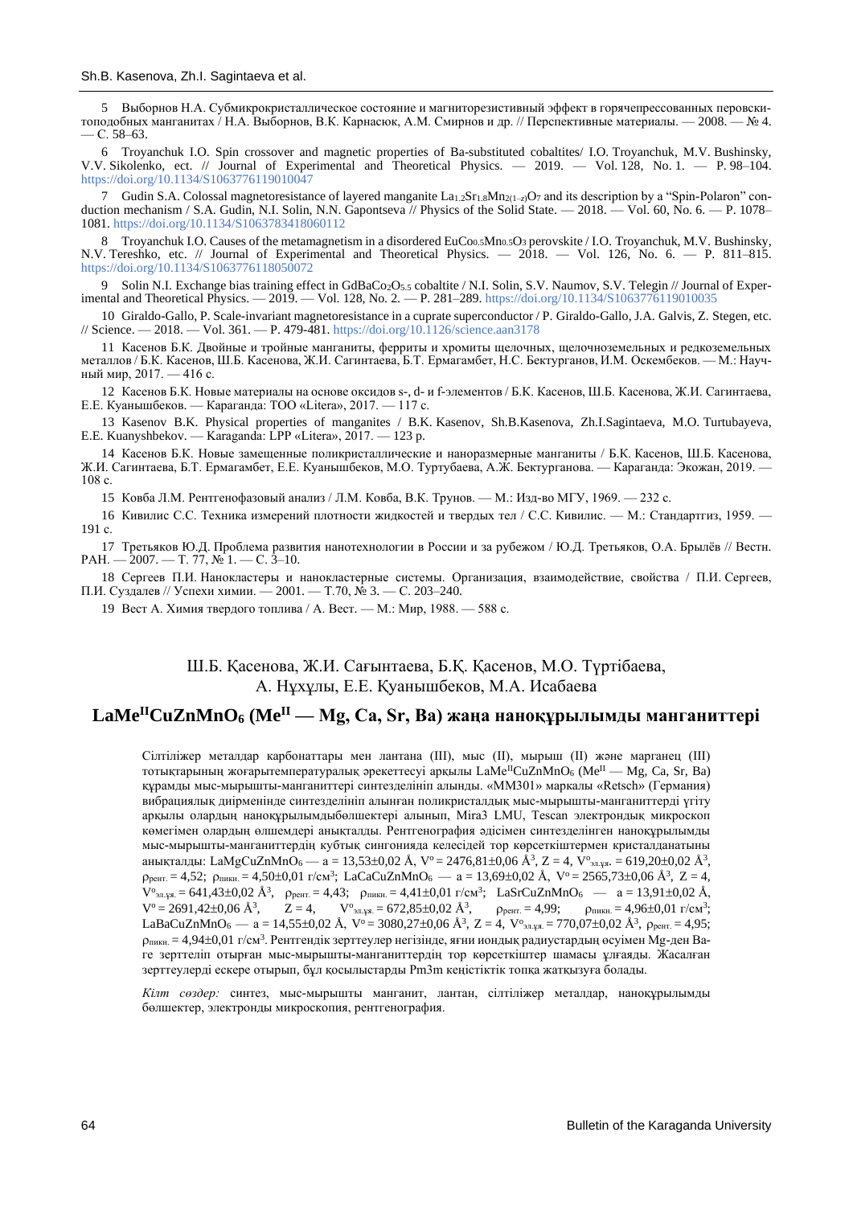5 Выборнов Н.А. Субмикрокристаллическое состояние и магниторезистивный эффект в горячепрессованных перовскитоподобных манганитах / Н.А. Выборнов, В.К. Карнасюк, А.М. Смирнов и др. // Перспективные материалы. — 2008. — № 4. — С. 58–63.

6 Troyanchuk I.O. Spin crossover and magnetic properties of Ba-substituted cobaltites/ I.O. Troyanchuk, M.V. Bushinsky, V.V. Sikolenko, ect. // Journal of Experimental and Theoretical Physics. — 2019. — Vol. 128, No. 1. — P. 98–104. https://doi.org/10.1134/S1063776119010047

7 Gudin S.A. Colossal magnetoresistance of layered manganite $La_{1.2}Sr_{1.8}Mn_{2(1-z)}O_7$ and its description by a "Spin-Polaron" conduction mechanism / S.A. Gudin, N.I. Solin, N.N. Gapontseva // Physics of the Solid State. — 2018. — Vol. 60, No. 6. — P. 1078–1081. https://doi.org/10.1134/S1063783418060112

8 Troyanchuk I.O. Causes of the metamagnetism in a disordered $EuCo_{0.5}Mn_{0.5}O_3$ perovskite / I.O. Troyanchuk, M.V. Bushinsky, N.V. Tereshko, etc. // Journal of Experimental and Theoretical Physics. — 2018. — Vol. 126, No. 6. — P. 811–815. https://doi.org/10.1134/S1063776118050072

9 Solin N.I. Exchange bias training effect in $GdBaCo_2O_{5.5}$ cobaltite / N.I. Solin, S.V. Naumov, S.V. Telegin // Journal of Experimental and Theoretical Physics. — 2019. — Vol. 128, No. 2. — P. 281–289. https://doi.org/10.1134/S1063776119010035

10 Giraldo-Gallo, P. Scale-invariant magnetoresistance in a cuprate superconductor / P. Giraldo-Gallo, J.A. Galvis, Z. Stegen, etc. // Science. — 2018. — Vol. 361. — P. 479-481. https://doi.org/10.1126/science.aan3178

11 Касенов Б.К. Двойные и тройные манганиты, ферриты и хромиты щелочных, щелочноземельных и редкоземельных металлов / Б.К. Касенов, Ш.Б. Касенова, Ж.И. Сагинтаева, Б.Т. Ермагамбет, Н.С. Бектурганов, И.М. Оскембеков. — М.: Научный мир, 2017. — 416 с.

12 Касенов Б.К. Новые материалы на основе оксидов s-, d- и f-элементов / Б.К. Касенов, Ш.Б. Касенова, Ж.И. Сагинтаева, Е.Е. Куанышбеков. — Караганда: ТОО «Litera», 2017. — 117 с.

13 Kasenov B.K. Physical properties of manganites / B.K. Kasenov, Sh.B.Kasenova, Zh.I.Sagintaeva, M.O. Turtubayeva, E.E. Kuanyshbekov. — Karaganda: LPP «Litera», 2017. — 123 p.

14 Касенов Б.К. Новые замещенные поликристаллические и наноразмерные манганиты / Б.К. Касенов, Ш.Б. Касенова, Ж.И. Сагинтаева, Б.Т. Ермагамбет, Е.Е. Куанышбеков, М.О. Туртубаева, А.Ж. Бектурганова. — Караганда: Экожан, 2019. — 108 с.

15 Ковба Л.М. Рентгенофазовый анализ / Л.М. Ковба, В.К. Трунов. — М.: Изд-во МГУ, 1969. — 232 с.

16 Кивилис С.С. Техника измерений плотности жидкостей и твердых тел / С.С. Кивилис. — М.: Стандартгиз, 1959. — 191 с.

17 Третьяков Ю.Д. Проблема развития нанотехнологии в России и за рубежом / Ю.Д. Третьяков, О.А. Брылёв // Вестн. РАН. — 2007. — Т. 77, № 1. — С. 3–10.

18 Сергеев П.И. Нанокластеры и нанокластерные системы. Организация, взаимодействие, свойства / П.И. Сергеев, П.И. Суздалев // Успехи химии. — 2001. — Т.70, № 3. — С. 203–240.

19 Вест А. Химия твердого топлива / А. Вест. — М.: Мир, 1988. — 588 с.

Ш.Б. Қасенова, Ж.И. Сағынтаева, Б.Қ. Қасенов, М.О. Түртібаева, А. Нұхұлы, Е.Е. Қуанышбеков, М.А. Исабаева

## $LaMe^{II}CuZnMnO_6$ ($Me^{II}$ — Mg, Ca, Sr, Ba) жаңа наноқұрылымды манганиттері

Сілтіліжер металдар карбонаттары мен лантана (III), мыс (II), мырыш (II) және марганец (III) тотықтарының жоғарытемпературалық әрекеттесуі арқылы $LaMe^{II}CuZnMnO_6$ ($Me^{II}$ — Mg, Ca, Sr, Ba) құрамды мыс-мырышты-манганиттері синтезделініп алынды. «MM301» маркалы «Retsch» (Германия) вибрациялық диірменінде синтезделініп алынған поликристалдық мыс-мырышты-манганиттерді үгіту арқылы олардың наноқұрылымдыбөлшектері алынып, Mira3 LMU, Tescan электрондық микроскоп көмегімен олардың өлшемдері анықталды. Рентгенография әдісімен синтезделінген наноқұрылымды мыс-мырышты-манганиттердің кубтық сингонияда келесідей тор көрсеткіштермен кристалданатыны анықталды: $LaMgCuZnMnO_6$ — a = 13,53±0,02 Å, $V^o$ = 2476,81±0,06 Å$^3$, Z = 4, $V^o_{эл.ұя.}$ = 619,20±0,02 Å$^3$, $\rho_{рент.}$ = 4,52; $\rho_{пикн.}$ = 4,50±0,01 г/см$^3$; $LaCaCuZnMnO_6$ — a = 13,69±0,02 Å, $V^o$ = 2565,73±0,06 Å$^3$, Z = 4, $V^o_{эл.ұя.}$ = 641,43±0,02 Å$^3$, $\rho_{рент.}$ = 4,43; $\rho_{пикн.}$ = 4,41±0,01 г/см$^3$; $LaSrCuZnMnO_6$ — a = 13,91±0,02 Å, $V^o$ = 2691,42±0,06 Å$^3$, Z = 4, $V^o_{эл.ұя.}$ = 672,85±0,02 Å$^3$, $\rho_{рент.}$ = 4,99; $\rho_{пикн.}$ = 4,96±0,01 г/см$^3$; $LaBaCuZnMnO_6$ — a = 14,55±0,02 Å, $V^o$ = 3080,27±0,06 Å$^3$, Z = 4, $V^o_{эл.ұя.}$ = 770,07±0,02 Å$^3$, $\rho_{рент.}$ = 4,95; $\rho_{пикн.}$ = 4,94±0,01 г/см$^3$. Рентгендік зерттеулер негізінде, яғни иондық радиустардың өсуімен Mg-ден Ba-ге зерттеліп отырған мыс-мырышты-манганиттердің тор көрсеткіштер шамасы ұлғаяды. Жасалған зерттеулерді ескере отырып, бұл қосылыстарды Pm3m кеңістіктік топқа жатқызуға болады.

*Кілт сөздер:* синтез, мыс-мырышты манганит, лантан, сілтіліжер металдар, наноқұрылымды бөлшектер, электронды микроскопия, рентгенография.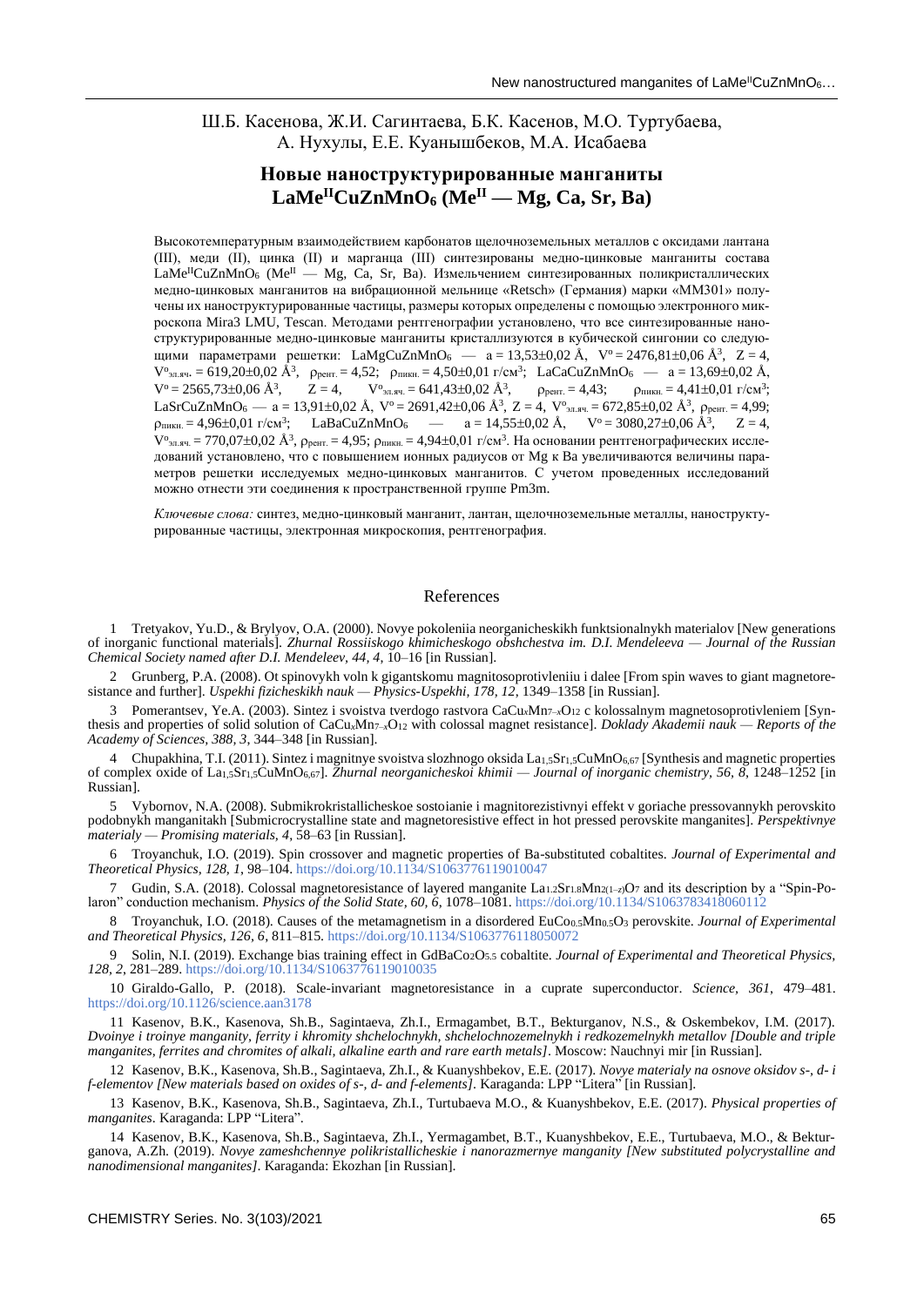Ш.Б. Касенова, Ж.И. Сагинтаева, Б.К. Касенов, М.О. Туртубаева, А. Нухулы, Е.Е. Куанышбеков, М.А. Исабаева

## Новые наноструктурированные манганиты $LaMe^{II}CuZnMnO_6$ ($Me^{II}$ — Mg, Ca, Sr, Ba)

Высокотемпературным взаимодействием карбонатов щелочноземельных металлов с оксидами лантана (III), меди (II), цинка (II) и марганца (III) синтезированы медно-цинковые манганиты состава $LaMe^{II}CuZnMnO_6$ ($Me^{II}$ — Mg, Ca, Sr, Ba). Измельчением синтезированных поликристаллических медно-цинковых манганитов на вибрационной мельнице «Retsch» (Германия) марки «MM301» получены их наноструктурированные частицы, размеры которых определены с помощью электронного микроскопа Mira3 LMU, Tescan. Методами рентгенографии установлено, что все синтезированные наноструктурированные медно-цинковые манганиты кристаллизуются в кубической сингонии со следующими параметрами решетки: $LaMgCuZnMnO_6$ — a = 13,53±0,02 Å, $V^o$ = 2476,81±0,06 $Å^3$, Z = 4, $V^o_{эл.яч.}$ = 619,20±0,02 $Å^3$, $\rho_{рент.}$ = 4,52; $\rho_{пикн.}$ = 4,50±0,01 г/см$^3$; $LaCaCuZnMnO_6$ — a = 13,69±0,02 Å, $V^o$ = 2565,73±0,06 $Å^3$, Z = 4, $V^o_{эл.яч.}$ = 641,43±0,02 $Å^3$, $\rho_{рент.}$ = 4,43; $\rho_{пикн.}$ = 4,41±0,01 г/см$^3$; $LaSrCuZnMnO_6$ — a = 13,91±0,02 Å, $V^o$ = 2691,42±0,06 $Å^3$, Z = 4, $V^o_{эл.яч.}$ = 672,85±0,02 $Å^3$, $\rho_{рент.}$ = 4,99; $\rho_{пикн.}$ = 4,96±0,01 г/см$^3$; $LaBaCuZnMnO_6$ — a = 14,55±0,02 Å, $V^o$ = 3080,27±0,06 $Å^3$, Z = 4, $V^o_{эл.яч.}$ = 770,07±0,02 $Å^3$, $\rho_{рент.}$ = 4,95; $\rho_{пикн.}$ = 4,94±0,01 г/см$^3$. На основании рентгенографических исследований установлено, что с повышением ионных радиусов от Mg к Ba увеличиваются величины параметров решетки исследуемых медно-цинковых манганитов. С учетом проведенных исследований можно отнести эти соединения к пространственной группе Pm3m.

*Ключевые слова:* синтез, медно-цинковый манганит, лантан, щелочноземельные металлы, наноструктурированные частицы, электронная микроскопия, рентгенография.

## References

1 Tretyakov, Yu.D., & Brylyov, O.A. (2000). Novye pokoleniia neorganicheskikh funktsionalnykh materialov [New generations of inorganic functional materials]. *Zhurnal Rossiiskogo khimicheskogo obshchestva im. D.I. Mendeleeva — Journal of the Russian Chemical Society named after D.I. Mendeleev, 44, 4*, 10–16 [in Russian].

2 Grunberg, P.A. (2008). Ot spinovykh voln k gigantskomu magnitosoprotivleniiu i dalee [From spin waves to giant magnetoresistance and further]. *Uspekhi fizicheskikh nauk — Physics-Uspekhi, 178, 12*, 1349–1358 [in Russian].

3 Pomerantsev, Ye.A. (2003). Sintez i svoistva tverdogo rastvora $CaCu_xMn_{7-x}O_{12}$ c kolossalnym magnetosoprotivleniem [Synthesis and properties of solid solution of $CaCu_xMn_{7-x}O_{12}$ with colossal magnet resistance]. *Doklady Akademii nauk — Reports of the Academy of Sciences, 388, 3*, 344–348 [in Russian].

4 Chupakhina, T.I. (2011). Sintez i magnitnye svoistva slozhnogo oksida $La_{1,5}Sr_{1,5}CuMnO_{6,67}$ [Synthesis and magnetic properties of complex oxide of $La_{1,5}Sr_{1,5}CuMnO_{6,67}$]. *Zhurnal neorganicheskoi khimii — Journal of inorganic chemistry, 56, 8*, 1248–1252 [in Russian].

5 Vybornov, N.A. (2008). Submikrokristallicheskoe sostoianie i magnitorezistivnyi effekt v goriache pressovannykh perovskito podobnykh manganitakh [Submicrocrystalline state and magnetoresistive effect in hot pressed perovskite manganites]. *Perspektivnye materialy — Promising materials, 4*, 58–63 [in Russian].

6 Troyanchuk, I.O. (2019). Spin crossover and magnetic properties of Ba-substituted cobaltites. *Journal of Experimental and Theoretical Physics, 128, 1*, 98–104. https://doi.org/10.1134/S1063776119010047

7 Gudin, S.A. (2018). Colossal magnetoresistance of layered manganite $La_{1.2}Sr_{1.8}Mn_{2(1-z)}O_7$ and its description by a "Spin-Polaron" conduction mechanism. *Physics of the Solid State, 60, 6*, 1078–1081. https://doi.org/10.1134/S1063783418060112

8 Troyanchuk, I.O. (2018). Causes of the metamagnetism in a disordered $EuCo_{0.5}Mn_{0.5}O_3$ perovskite. *Journal of Experimental and Theoretical Physics, 126, 6*, 811–815. https://doi.org/10.1134/S1063776118050072

9 Solin, N.I. (2019). Exchange bias training effect in $GdBaCo_2O_{5.5}$ cobaltite. *Journal of Experimental and Theoretical Physics, 128, 2*, 281–289. https://doi.org/10.1134/S1063776119010035

10 Giraldo-Gallo, P. (2018). Scale-invariant magnetoresistance in a cuprate superconductor. *Science, 361*, 479–481. https://doi.org/10.1126/science.aan3178

11 Kasenov, B.K., Kasenova, Sh.B., Sagintaeva, Zh.I., Ermagambet, B.T., Bekturganov, N.S., & Oskembekov, I.M. (2017). *Dvoinye i troinye manganity, ferrity i khromity shchelochnykh, shchelochnozemelnykh i redkozemelnykh metallov [Double and triple manganites, ferrites and chromites of alkali, alkaline earth and rare earth metals]*. Moscow: Nauchnyi mir [in Russian].

12 Kasenov, B.K., Kasenova, Sh.B., Sagintaeva, Zh.I., & Kuanyshbekov, E.E. (2017). *Novye materialy na osnove oksidov s-, d- i f-elementov [New materials based on oxides of s-, d- and f-elements]*. Karaganda: LPP "Litera" [in Russian].

13 Kasenov, B.K., Kasenova, Sh.B., Sagintaeva, Zh.I., Turtubaeva M.O., & Kuanyshbekov, E.E. (2017). *Physical properties of manganites*. Karaganda: LPP "Litera".

14 Kasenov, B.K., Kasenova, Sh.B., Sagintaeva, Zh.I., Yermagambet, B.T., Kuanyshbekov, E.E., Turtubaeva, M.O., & Bekturganova, A.Zh. (2019). *Novye zameshchennye polikristallicheskie i nanorazmernye manganity [New substituted polycrystalline and nanodimensional manganites]*. Karaganda: Ekozhan [in Russian].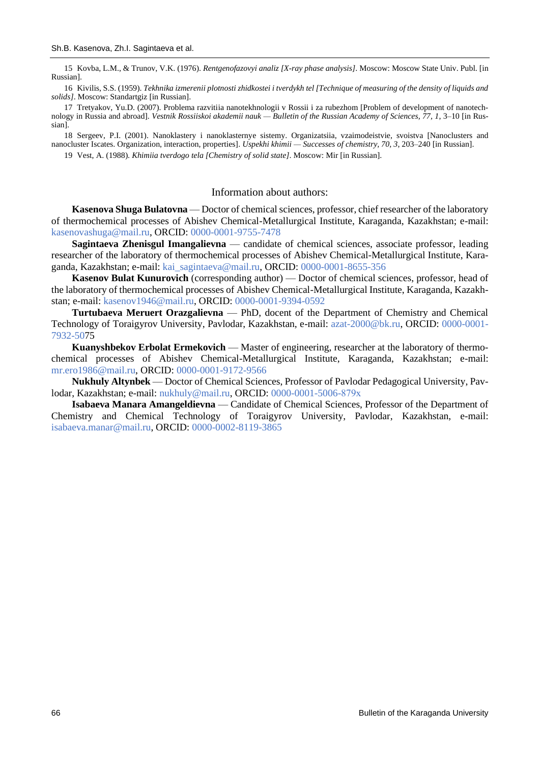15 Kovba, L.M., & Trunov, V.K. (1976). *Rentgenofazovyi analiz [X-ray phase analysis]*. Moscow: Moscow State Univ. Publ. [in Russian].

16 Kivilis, S.S. (1959). *Tekhnika izmerenii plotnosti zhidkostei i tverdykh tel [Technique of measuring of the density of liquids and solids]*. Moscow: Standartgiz [in Russian].

17 Tretyakov, Yu.D. (2007). Problema razvitiia nanotekhnologii v Rossii i za rubezhom [Problem of development of nanotechnology in Russia and abroad]. *Vestnik Rossiiskoi akademii nauk — Bulletin of the Russian Academy of Sciences, 77, 1*, 3–10 [in Russian].

18 Sergeev, P.I. (2001). Nanoklastery i nanoklasternye sistemy. Organizatsiia, vzaimodeistvie, svoistva [Nanoclusters and nanocluster Iscates. Organization, interaction, properties]. *Uspekhi khimii — Successes of chemistry, 70, 3*, 203–240 [in Russian].

19 Vest, A. (1988). *Khimiia tverdogo tela [Chemistry of solid state]*. Moscow: Mir [in Russian].

## Information about authors:

**Kasenova Shuga Bulatovna** — Doctor of chemical sciences, professor, chief researcher of the laboratory of thermochemical processes of Abishev Chemical-Metallurgical Institute, Karaganda, Kazakhstan; e-mail: kasenovashuga@mail.ru, ORCID: 0000-0001-9755-7478

**Sagintaeva Zhenisgul Imangalievna** — candidate of chemical sciences, associate professor, leading researcher of the laboratory of thermochemical processes of Abishev Chemical-Metallurgical Institute, Karaganda, Kazakhstan; e-mail: kai_sagintaeva@mail.ru, ORCID: 0000-0001-8655-356

**Kasenov Bulat Kunurovich** (corresponding author) — Doctor of chemical sciences, professor, head of the laboratory of thermochemical processes of Abishev Chemical-Metallurgical Institute, Karaganda, Kazakhstan; e-mail: kasenov1946@mail.ru, ORCID: 0000-0001-9394-0592

**Turtubaeva Meruert Orazgalievna** — PhD, docent of the Department of Chemistry and Chemical Technology of Toraigyrov University, Pavlodar, Kazakhstan, e-mail: azat-2000@bk.ru, ORCID: 0000-0001-7932-5075

**Kuanyshbekov Erbolat Ermekovich** — Master of engineering, researcher at the laboratory of thermochemical processes of Abishev Chemical-Metallurgical Institute, Karaganda, Kazakhstan; e-mail: mr.ero1986@mail.ru, ORCID: 0000-0001-9172-9566

**Nukhuly Altynbek** — Doctor of Chemical Sciences, Professor of Pavlodar Pedagogical University, Pavlodar, Kazakhstan; e-mail: nukhuly@mail.ru, ORCID: 0000-0001-5006-879x

**Isabaeva Manara Amangeldievna** — Candidate of Chemical Sciences, Professor of the Department of Chemistry and Chemical Technology of Toraigyrov University, Pavlodar, Kazakhstan, e-mail: isabaeva.manar@mail.ru, ORCID: 0000-0002-8119-3865